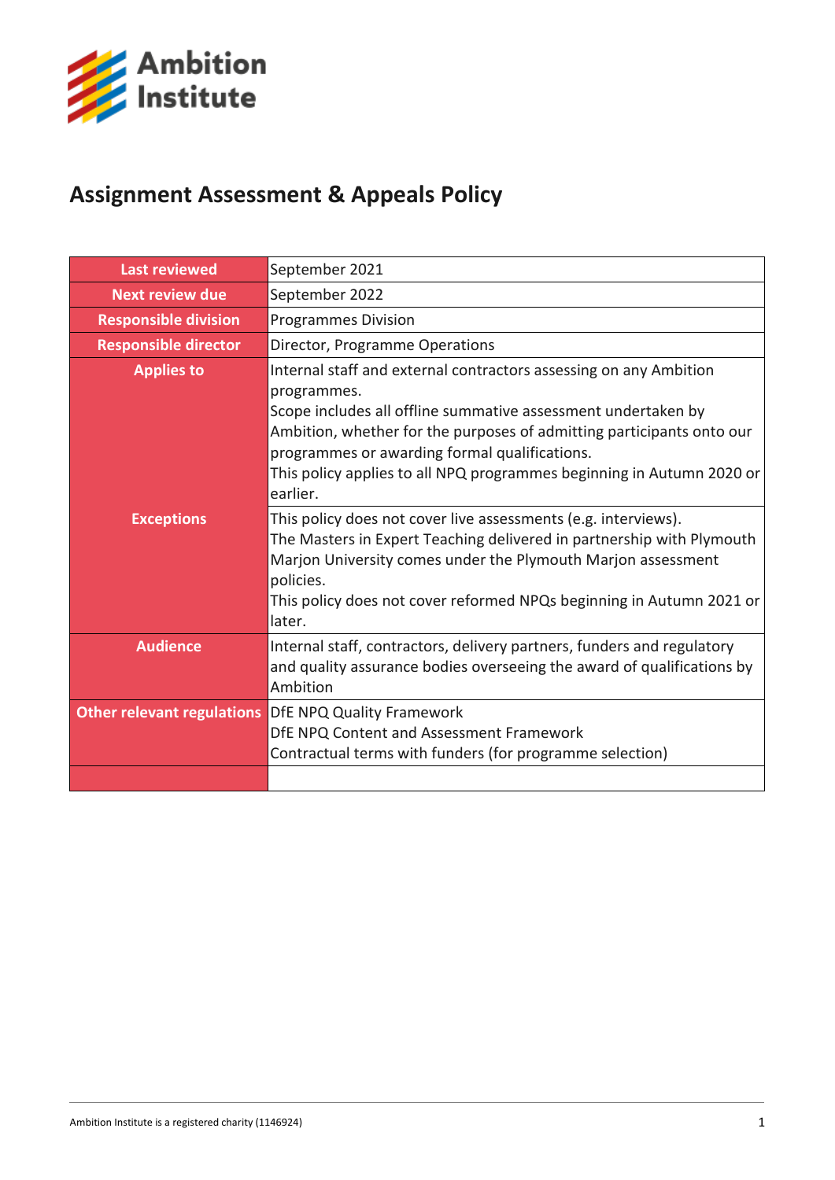Ambition Institute

# Assignment Assessment & Appeals Policy

| | |
|---|---|
| **Last reviewed** | September 2021 |
| **Next review due** | September 2022 |
| **Responsible division** | Programmes Division |
| **Responsible director** | Director, Programme Operations |
| **Applies to** | Internal staff and external contractors assessing on any Ambition programmes.<br>Scope includes all offline summative assessment undertaken by Ambition, whether for the purposes of admitting participants onto our programmes or awarding formal qualifications.<br>This policy applies to all NPQ programmes beginning in Autumn 2020 or earlier. |
| **Exceptions** | This policy does not cover live assessments (e.g. interviews).<br>The Masters in Expert Teaching delivered in partnership with Plymouth Marjon University comes under the Plymouth Marjon assessment policies.<br>This policy does not cover reformed NPQs beginning in Autumn 2021 or later. |
| **Audience** | Internal staff, contractors, delivery partners, funders and regulatory and quality assurance bodies overseeing the award of qualifications by Ambition |
| **Other relevant regulations** | DfE NPQ Quality Framework<br>DfE NPQ Content and Assessment Framework<br>Contractual terms with funders (for programme selection) |
| | |

Ambition Institute is a registered charity (1146924)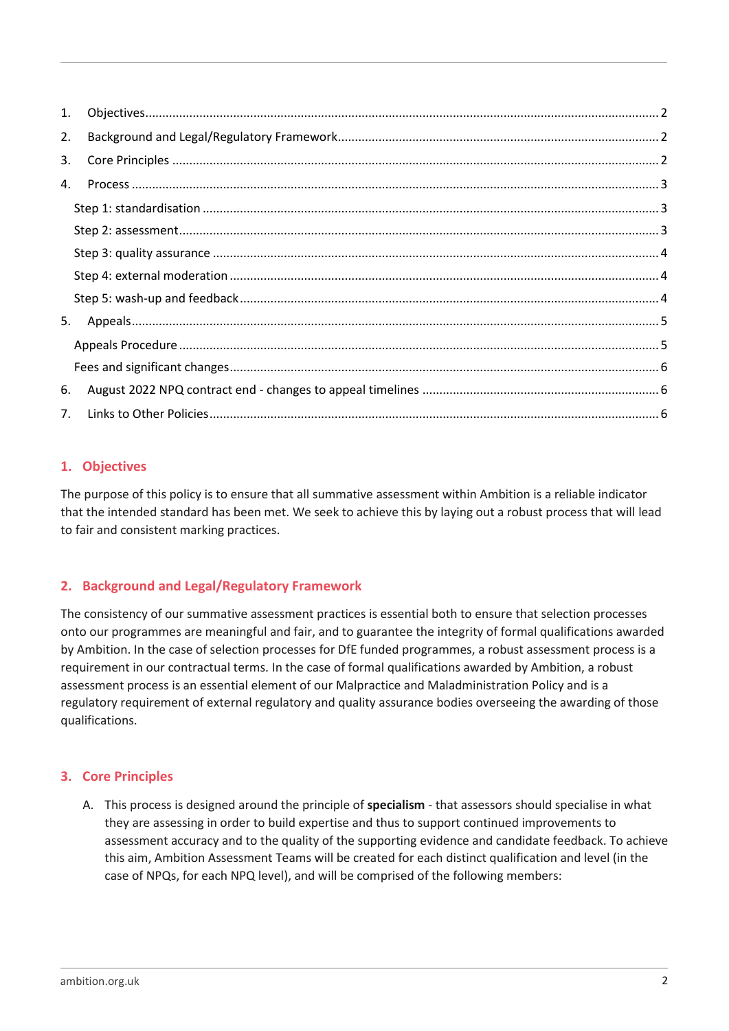1. Objectives ..... 2
2. Background and Legal/Regulatory Framework ..... 2
3. Core Principles ..... 2
4. Process ..... 3
   - Step 1: standardisation ..... 3
   - Step 2: assessment ..... 3
   - Step 3: quality assurance ..... 4
   - Step 4: external moderation ..... 4
   - Step 5: wash-up and feedback ..... 4
5. Appeals ..... 5
   - Appeals Procedure ..... 5
   - Fees and significant changes ..... 6
6. August 2022 NPQ contract end - changes to appeal timelines ..... 6
7. Links to Other Policies ..... 6

## 1. Objectives

The purpose of this policy is to ensure that all summative assessment within Ambition is a reliable indicator that the intended standard has been met. We seek to achieve this by laying out a robust process that will lead to fair and consistent marking practices.

## 2. Background and Legal/Regulatory Framework

The consistency of our summative assessment practices is essential both to ensure that selection processes onto our programmes are meaningful and fair, and to guarantee the integrity of formal qualifications awarded by Ambition. In the case of selection processes for DfE funded programmes, a robust assessment process is a requirement in our contractual terms. In the case of formal qualifications awarded by Ambition, a robust assessment process is an essential element of our Malpractice and Maladministration Policy and is a regulatory requirement of external regulatory and quality assurance bodies overseeing the awarding of those qualifications.

## 3. Core Principles

A. This process is designed around the principle of **specialism** - that assessors should specialise in what they are assessing in order to build expertise and thus to support continued improvements to assessment accuracy and to the quality of the supporting evidence and candidate feedback. To achieve this aim, Ambition Assessment Teams will be created for each distinct qualification and level (in the case of NPQs, for each NPQ level), and will be comprised of the following members: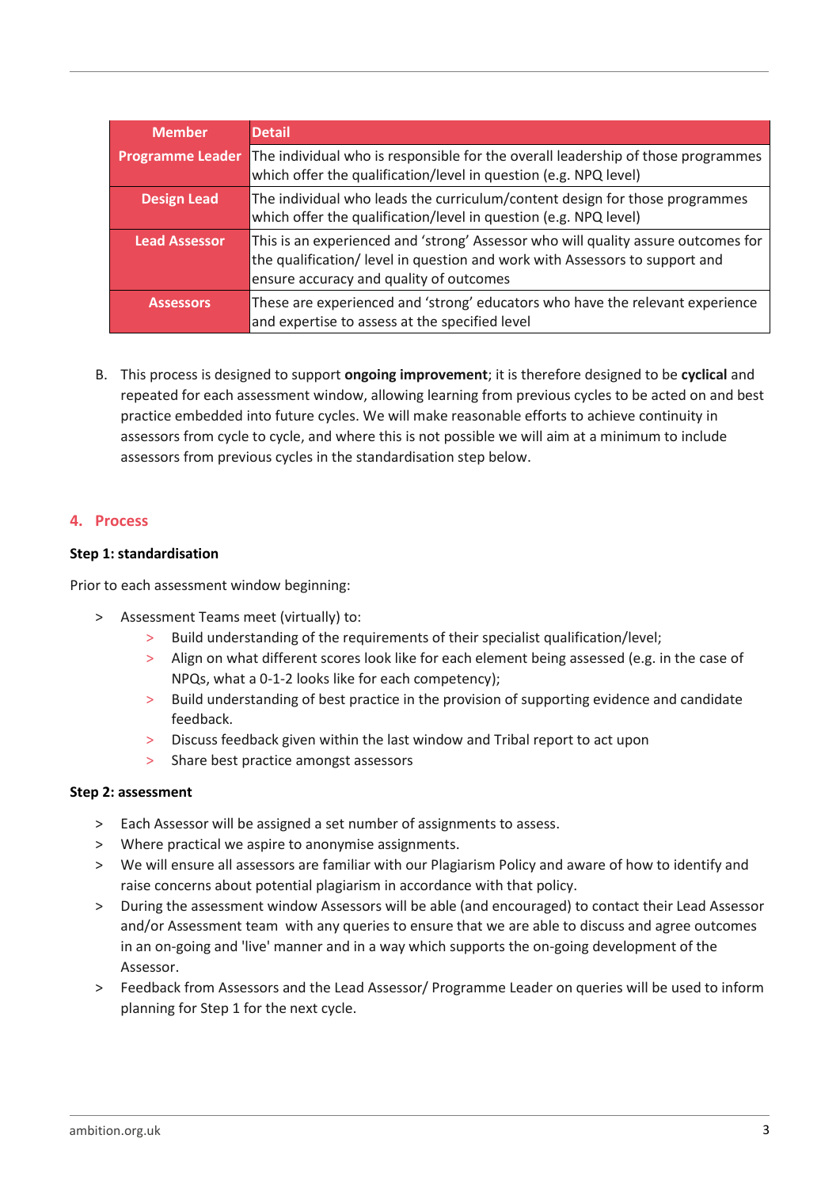| Member | Detail |
|---|---|
| **Programme Leader** | The individual who is responsible for the overall leadership of those programmes which offer the qualification/level in question (e.g. NPQ level) |
| **Design Lead** | The individual who leads the curriculum/content design for those programmes which offer the qualification/level in question (e.g. NPQ level) |
| **Lead Assessor** | This is an experienced and 'strong' Assessor who will quality assure outcomes for the qualification/ level in question and work with Assessors to support and ensure accuracy and quality of outcomes |
| **Assessors** | These are experienced and 'strong' educators who have the relevant experience and expertise to assess at the specified level |

B. This process is designed to support **ongoing improvement**; it is therefore designed to be **cyclical** and repeated for each assessment window, allowing learning from previous cycles to be acted on and best practice embedded into future cycles. We will make reasonable efforts to achieve continuity in assessors from cycle to cycle, and where this is not possible we will aim at a minimum to include assessors from previous cycles in the standardisation step below.

## 4. Process

**Step 1: standardisation**

Prior to each assessment window beginning:

- Assessment Teams meet (virtually) to:
    - Build understanding of the requirements of their specialist qualification/level;
    - Align on what different scores look like for each element being assessed (e.g. in the case of NPQs, what a 0-1-2 looks like for each competency);
    - Build understanding of best practice in the provision of supporting evidence and candidate feedback.
    - Discuss feedback given within the last window and Tribal report to act upon
    - Share best practice amongst assessors

**Step 2: assessment**

- Each Assessor will be assigned a set number of assignments to assess.
- Where practical we aspire to anonymise assignments.
- We will ensure all assessors are familiar with our Plagiarism Policy and aware of how to identify and raise concerns about potential plagiarism in accordance with that policy.
- During the assessment window Assessors will be able (and encouraged) to contact their Lead Assessor and/or Assessment team with any queries to ensure that we are able to discuss and agree outcomes in an on-going and 'live' manner and in a way which supports the on-going development of the Assessor.
- Feedback from Assessors and the Lead Assessor/ Programme Leader on queries will be used to inform planning for Step 1 for the next cycle.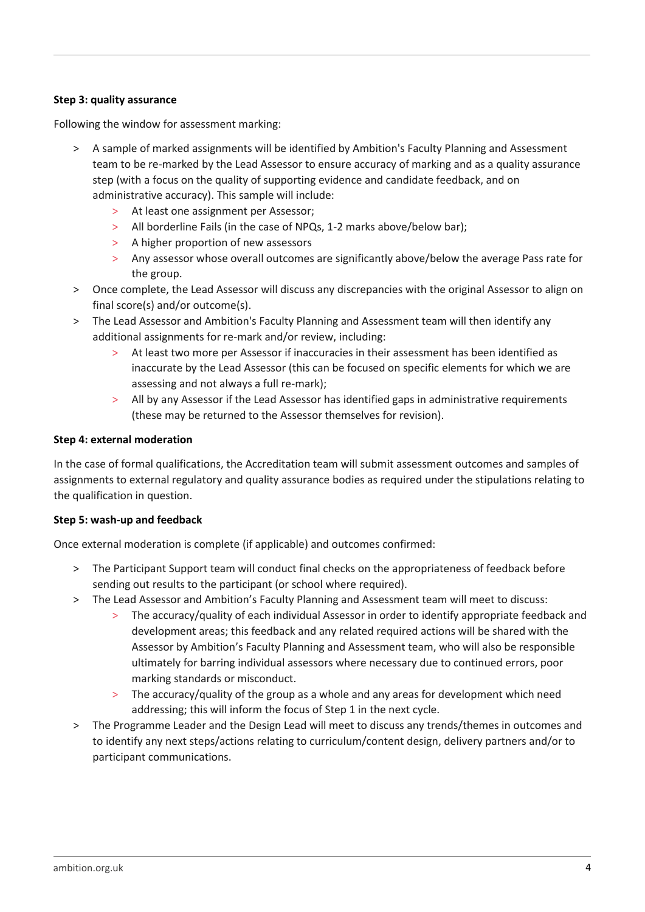**Step 3: quality assurance**

Following the window for assessment marking:

- A sample of marked assignments will be identified by Ambition's Faculty Planning and Assessment team to be re-marked by the Lead Assessor to ensure accuracy of marking and as a quality assurance step (with a focus on the quality of supporting evidence and candidate feedback, and on administrative accuracy). This sample will include:
  - At least one assignment per Assessor;
  - All borderline Fails (in the case of NPQs, 1-2 marks above/below bar);
  - A higher proportion of new assessors
  - Any assessor whose overall outcomes are significantly above/below the average Pass rate for the group.
- Once complete, the Lead Assessor will discuss any discrepancies with the original Assessor to align on final score(s) and/or outcome(s).
- The Lead Assessor and Ambition's Faculty Planning and Assessment team will then identify any additional assignments for re-mark and/or review, including:
  - At least two more per Assessor if inaccuracies in their assessment has been identified as inaccurate by the Lead Assessor (this can be focused on specific elements for which we are assessing and not always a full re-mark);
  - All by any Assessor if the Lead Assessor has identified gaps in administrative requirements (these may be returned to the Assessor themselves for revision).

**Step 4: external moderation**

In the case of formal qualifications, the Accreditation team will submit assessment outcomes and samples of assignments to external regulatory and quality assurance bodies as required under the stipulations relating to the qualification in question.

**Step 5: wash-up and feedback**

Once external moderation is complete (if applicable) and outcomes confirmed:

- The Participant Support team will conduct final checks on the appropriateness of feedback before sending out results to the participant (or school where required).
- The Lead Assessor and Ambition's Faculty Planning and Assessment team will meet to discuss:
  - The accuracy/quality of each individual Assessor in order to identify appropriate feedback and development areas; this feedback and any related required actions will be shared with the Assessor by Ambition's Faculty Planning and Assessment team, who will also be responsible ultimately for barring individual assessors where necessary due to continued errors, poor marking standards or misconduct.
  - The accuracy/quality of the group as a whole and any areas for development which need addressing; this will inform the focus of Step 1 in the next cycle.
- The Programme Leader and the Design Lead will meet to discuss any trends/themes in outcomes and to identify any next steps/actions relating to curriculum/content design, delivery partners and/or to participant communications.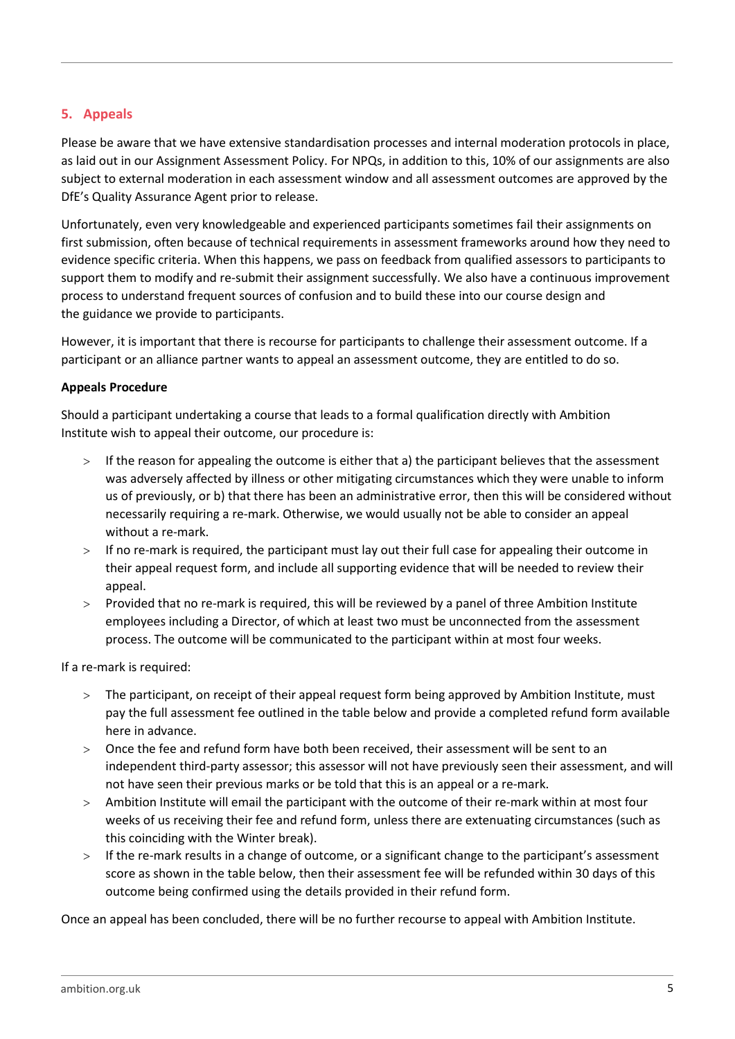## 5. Appeals

Please be aware that we have extensive standardisation processes and internal moderation protocols in place, as laid out in our Assignment Assessment Policy. For NPQs, in addition to this, 10% of our assignments are also subject to external moderation in each assessment window and all assessment outcomes are approved by the DfE's Quality Assurance Agent prior to release.

Unfortunately, even very knowledgeable and experienced participants sometimes fail their assignments on first submission, often because of technical requirements in assessment frameworks around how they need to evidence specific criteria. When this happens, we pass on feedback from qualified assessors to participants to support them to modify and re-submit their assignment successfully. We also have a continuous improvement process to understand frequent sources of confusion and to build these into our course design and the guidance we provide to participants.

However, it is important that there is recourse for participants to challenge their assessment outcome. If a participant or an alliance partner wants to appeal an assessment outcome, they are entitled to do so.

**Appeals Procedure**

Should a participant undertaking a course that leads to a formal qualification directly with Ambition Institute wish to appeal their outcome, our procedure is:

- If the reason for appealing the outcome is either that a) the participant believes that the assessment was adversely affected by illness or other mitigating circumstances which they were unable to inform us of previously, or b) that there has been an administrative error, then this will be considered without necessarily requiring a re-mark. Otherwise, we would usually not be able to consider an appeal without a re-mark.
- If no re-mark is required, the participant must lay out their full case for appealing their outcome in their appeal request form, and include all supporting evidence that will be needed to review their appeal.
- Provided that no re-mark is required, this will be reviewed by a panel of three Ambition Institute employees including a Director, of which at least two must be unconnected from the assessment process. The outcome will be communicated to the participant within at most four weeks.

If a re-mark is required:

- The participant, on receipt of their appeal request form being approved by Ambition Institute, must pay the full assessment fee outlined in the table below and provide a completed refund form available here in advance.
- Once the fee and refund form have both been received, their assessment will be sent to an independent third-party assessor; this assessor will not have previously seen their assessment, and will not have seen their previous marks or be told that this is an appeal or a re-mark.
- Ambition Institute will email the participant with the outcome of their re-mark within at most four weeks of us receiving their fee and refund form, unless there are extenuating circumstances (such as this coinciding with the Winter break).
- If the re-mark results in a change of outcome, or a significant change to the participant's assessment score as shown in the table below, then their assessment fee will be refunded within 30 days of this outcome being confirmed using the details provided in their refund form.

Once an appeal has been concluded, there will be no further recourse to appeal with Ambition Institute.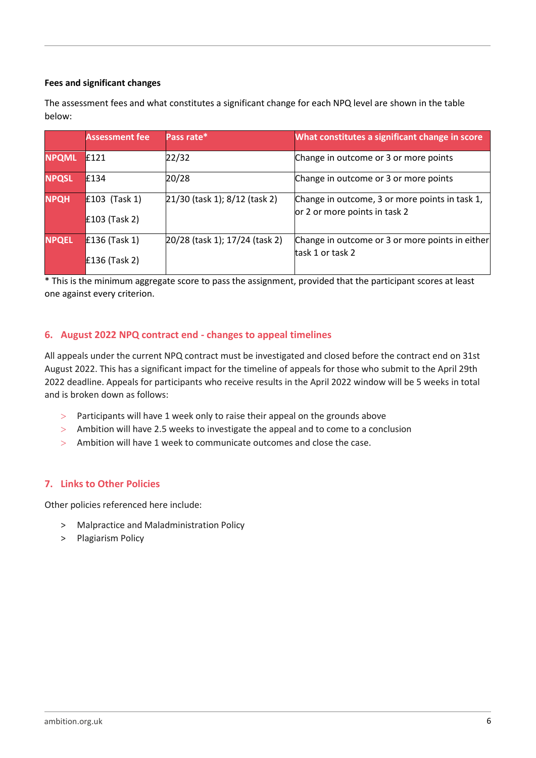**Fees and significant changes**

The assessment fees and what constitutes a significant change for each NPQ level are shown in the table below:

| | Assessment fee | Pass rate* | What constitutes a significant change in score |
|---|---|---|---|
| NPQML | £121 | 22/32 | Change in outcome or 3 or more points |
| NPQSL | £134 | 20/28 | Change in outcome or 3 or more points |
| NPQH | £103 (Task 1)<br>£103 (Task 2) | 21/30 (task 1); 8/12 (task 2) | Change in outcome, 3 or more points in task 1, or 2 or more points in task 2 |
| NPQEL | £136 (Task 1)<br>£136 (Task 2) | 20/28 (task 1); 17/24 (task 2) | Change in outcome or 3 or more points in either task 1 or task 2 |

* This is the minimum aggregate score to pass the assignment, provided that the participant scores at least one against every criterion.

## 6. August 2022 NPQ contract end - changes to appeal timelines

All appeals under the current NPQ contract must be investigated and closed before the contract end on 31st August 2022. This has a significant impact for the timeline of appeals for those who submit to the April 29th 2022 deadline. Appeals for participants who receive results in the April 2022 window will be 5 weeks in total and is broken down as follows:

- Participants will have 1 week only to raise their appeal on the grounds above
- Ambition will have 2.5 weeks to investigate the appeal and to come to a conclusion
- Ambition will have 1 week to communicate outcomes and close the case.

## 7. Links to Other Policies

Other policies referenced here include:

- Malpractice and Maladministration Policy
- Plagiarism Policy